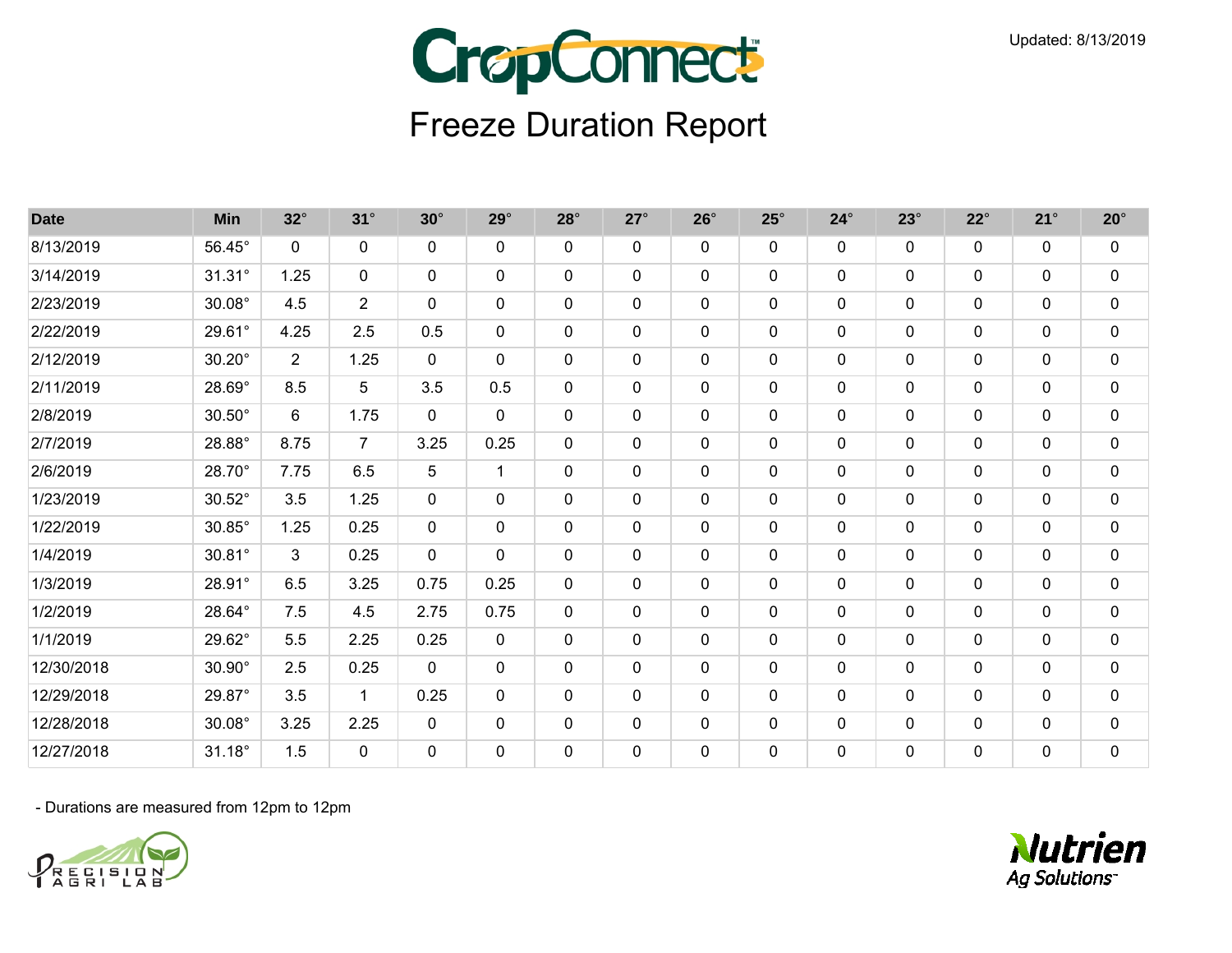# CropConnect

## Freeze Duration Report

Updated: 8/13/2019

| Date | Min | 32° | 31° | 30° | 29° | 28° | 27° | 26° | 25° | 24° | 23° | 22° | 21° | 20° |
|---|---|---|---|---|---|---|---|---|---|---|---|---|---|---|
| 8/13/2019 | 56.45° | 0 | 0 | 0 | 0 | 0 | 0 | 0 | 0 | 0 | 0 | 0 | 0 | 0 |
| 3/14/2019 | 31.31° | 1.25 | 0 | 0 | 0 | 0 | 0 | 0 | 0 | 0 | 0 | 0 | 0 | 0 |
| 2/23/2019 | 30.08° | 4.5 | 2 | 0 | 0 | 0 | 0 | 0 | 0 | 0 | 0 | 0 | 0 | 0 |
| 2/22/2019 | 29.61° | 4.25 | 2.5 | 0.5 | 0 | 0 | 0 | 0 | 0 | 0 | 0 | 0 | 0 | 0 |
| 2/12/2019 | 30.20° | 2 | 1.25 | 0 | 0 | 0 | 0 | 0 | 0 | 0 | 0 | 0 | 0 | 0 |
| 2/11/2019 | 28.69° | 8.5 | 5 | 3.5 | 0.5 | 0 | 0 | 0 | 0 | 0 | 0 | 0 | 0 | 0 |
| 2/8/2019 | 30.50° | 6 | 1.75 | 0 | 0 | 0 | 0 | 0 | 0 | 0 | 0 | 0 | 0 | 0 |
| 2/7/2019 | 28.88° | 8.75 | 7 | 3.25 | 0.25 | 0 | 0 | 0 | 0 | 0 | 0 | 0 | 0 | 0 |
| 2/6/2019 | 28.70° | 7.75 | 6.5 | 5 | 1 | 0 | 0 | 0 | 0 | 0 | 0 | 0 | 0 | 0 |
| 1/23/2019 | 30.52° | 3.5 | 1.25 | 0 | 0 | 0 | 0 | 0 | 0 | 0 | 0 | 0 | 0 | 0 |
| 1/22/2019 | 30.85° | 1.25 | 0.25 | 0 | 0 | 0 | 0 | 0 | 0 | 0 | 0 | 0 | 0 | 0 |
| 1/4/2019 | 30.81° | 3 | 0.25 | 0 | 0 | 0 | 0 | 0 | 0 | 0 | 0 | 0 | 0 | 0 |
| 1/3/2019 | 28.91° | 6.5 | 3.25 | 0.75 | 0.25 | 0 | 0 | 0 | 0 | 0 | 0 | 0 | 0 | 0 |
| 1/2/2019 | 28.64° | 7.5 | 4.5 | 2.75 | 0.75 | 0 | 0 | 0 | 0 | 0 | 0 | 0 | 0 | 0 |
| 1/1/2019 | 29.62° | 5.5 | 2.25 | 0.25 | 0 | 0 | 0 | 0 | 0 | 0 | 0 | 0 | 0 | 0 |
| 12/30/2018 | 30.90° | 2.5 | 0.25 | 0 | 0 | 0 | 0 | 0 | 0 | 0 | 0 | 0 | 0 | 0 |
| 12/29/2018 | 29.87° | 3.5 | 1 | 0.25 | 0 | 0 | 0 | 0 | 0 | 0 | 0 | 0 | 0 | 0 |
| 12/28/2018 | 30.08° | 3.25 | 2.25 | 0 | 0 | 0 | 0 | 0 | 0 | 0 | 0 | 0 | 0 | 0 |
| 12/27/2018 | 31.18° | 1.5 | 0 | 0 | 0 | 0 | 0 | 0 | 0 | 0 | 0 | 0 | 0 | 0 |

- Durations are measured from 12pm to 12pm

Precision Agri Lab

Nutrien Ag Solutions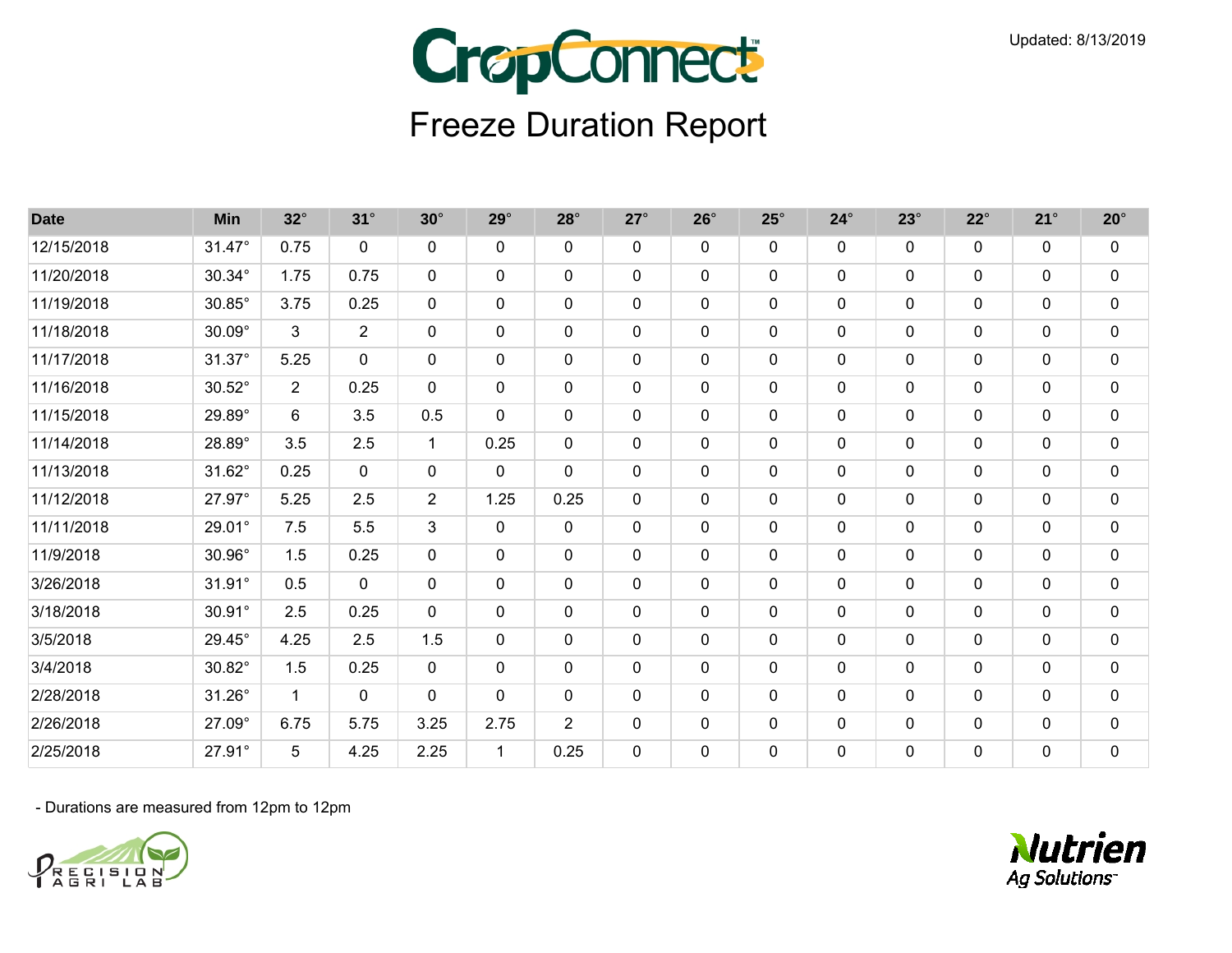# Freeze Duration Report

Updated: 8/13/2019

| Date | Min | 32° | 31° | 30° | 29° | 28° | 27° | 26° | 25° | 24° | 23° | 22° | 21° | 20° |
|---|---|---|---|---|---|---|---|---|---|---|---|---|---|---|
| 12/15/2018 | 31.47° | 0.75 | 0 | 0 | 0 | 0 | 0 | 0 | 0 | 0 | 0 | 0 | 0 | 0 |
| 11/20/2018 | 30.34° | 1.75 | 0.75 | 0 | 0 | 0 | 0 | 0 | 0 | 0 | 0 | 0 | 0 | 0 |
| 11/19/2018 | 30.85° | 3.75 | 0.25 | 0 | 0 | 0 | 0 | 0 | 0 | 0 | 0 | 0 | 0 | 0 |
| 11/18/2018 | 30.09° | 3 | 2 | 0 | 0 | 0 | 0 | 0 | 0 | 0 | 0 | 0 | 0 | 0 |
| 11/17/2018 | 31.37° | 5.25 | 0 | 0 | 0 | 0 | 0 | 0 | 0 | 0 | 0 | 0 | 0 | 0 |
| 11/16/2018 | 30.52° | 2 | 0.25 | 0 | 0 | 0 | 0 | 0 | 0 | 0 | 0 | 0 | 0 | 0 |
| 11/15/2018 | 29.89° | 6 | 3.5 | 0.5 | 0 | 0 | 0 | 0 | 0 | 0 | 0 | 0 | 0 | 0 |
| 11/14/2018 | 28.89° | 3.5 | 2.5 | 1 | 0.25 | 0 | 0 | 0 | 0 | 0 | 0 | 0 | 0 | 0 |
| 11/13/2018 | 31.62° | 0.25 | 0 | 0 | 0 | 0 | 0 | 0 | 0 | 0 | 0 | 0 | 0 | 0 |
| 11/12/2018 | 27.97° | 5.25 | 2.5 | 2 | 1.25 | 0.25 | 0 | 0 | 0 | 0 | 0 | 0 | 0 | 0 |
| 11/11/2018 | 29.01° | 7.5 | 5.5 | 3 | 0 | 0 | 0 | 0 | 0 | 0 | 0 | 0 | 0 | 0 |
| 11/9/2018 | 30.96° | 1.5 | 0.25 | 0 | 0 | 0 | 0 | 0 | 0 | 0 | 0 | 0 | 0 | 0 |
| 3/26/2018 | 31.91° | 0.5 | 0 | 0 | 0 | 0 | 0 | 0 | 0 | 0 | 0 | 0 | 0 | 0 |
| 3/18/2018 | 30.91° | 2.5 | 0.25 | 0 | 0 | 0 | 0 | 0 | 0 | 0 | 0 | 0 | 0 | 0 |
| 3/5/2018 | 29.45° | 4.25 | 2.5 | 1.5 | 0 | 0 | 0 | 0 | 0 | 0 | 0 | 0 | 0 | 0 |
| 3/4/2018 | 30.82° | 1.5 | 0.25 | 0 | 0 | 0 | 0 | 0 | 0 | 0 | 0 | 0 | 0 | 0 |
| 2/28/2018 | 31.26° | 1 | 0 | 0 | 0 | 0 | 0 | 0 | 0 | 0 | 0 | 0 | 0 | 0 |
| 2/26/2018 | 27.09° | 6.75 | 5.75 | 3.25 | 2.75 | 2 | 0 | 0 | 0 | 0 | 0 | 0 | 0 | 0 |
| 2/25/2018 | 27.91° | 5 | 4.25 | 2.25 | 1 | 0.25 | 0 | 0 | 0 | 0 | 0 | 0 | 0 | 0 |

- Durations are measured from 12pm to 12pm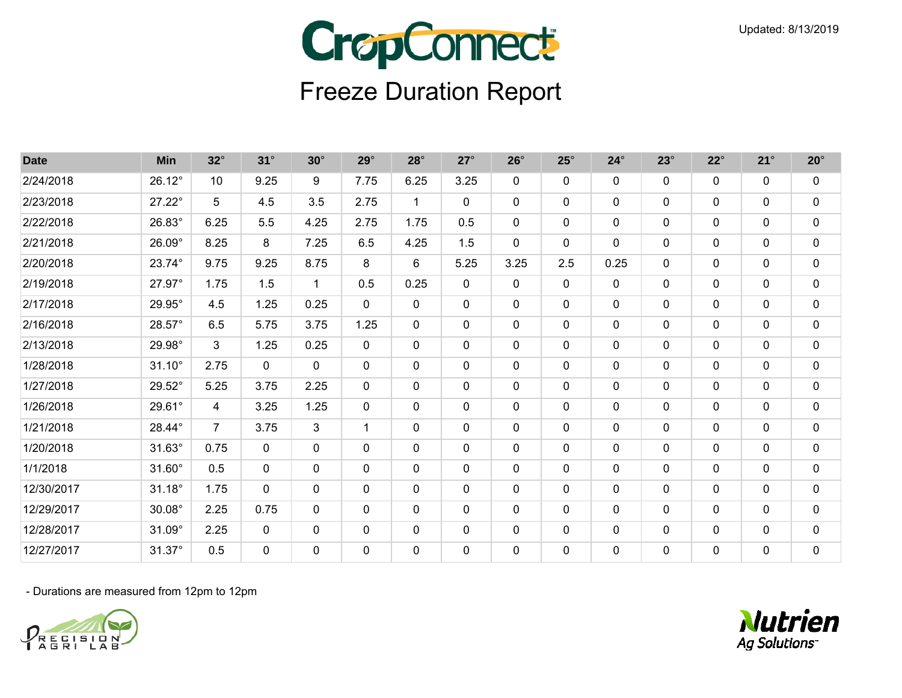Updated: 8/13/2019

# CropConnect

## Freeze Duration Report

| Date | Min | 32° | 31° | 30° | 29° | 28° | 27° | 26° | 25° | 24° | 23° | 22° | 21° | 20° |
|---|---|---|---|---|---|---|---|---|---|---|---|---|---|---|
| 2/24/2018 | 26.12° | 10 | 9.25 | 9 | 7.75 | 6.25 | 3.25 | 0 | 0 | 0 | 0 | 0 | 0 | 0 |
| 2/23/2018 | 27.22° | 5 | 4.5 | 3.5 | 2.75 | 1 | 0 | 0 | 0 | 0 | 0 | 0 | 0 | 0 |
| 2/22/2018 | 26.83° | 6.25 | 5.5 | 4.25 | 2.75 | 1.75 | 0.5 | 0 | 0 | 0 | 0 | 0 | 0 | 0 |
| 2/21/2018 | 26.09° | 8.25 | 8 | 7.25 | 6.5 | 4.25 | 1.5 | 0 | 0 | 0 | 0 | 0 | 0 | 0 |
| 2/20/2018 | 23.74° | 9.75 | 9.25 | 8.75 | 8 | 6 | 5.25 | 3.25 | 2.5 | 0.25 | 0 | 0 | 0 | 0 |
| 2/19/2018 | 27.97° | 1.75 | 1.5 | 1 | 0.5 | 0.25 | 0 | 0 | 0 | 0 | 0 | 0 | 0 | 0 |
| 2/17/2018 | 29.95° | 4.5 | 1.25 | 0.25 | 0 | 0 | 0 | 0 | 0 | 0 | 0 | 0 | 0 | 0 |
| 2/16/2018 | 28.57° | 6.5 | 5.75 | 3.75 | 1.25 | 0 | 0 | 0 | 0 | 0 | 0 | 0 | 0 | 0 |
| 2/13/2018 | 29.98° | 3 | 1.25 | 0.25 | 0 | 0 | 0 | 0 | 0 | 0 | 0 | 0 | 0 | 0 |
| 1/28/2018 | 31.10° | 2.75 | 0 | 0 | 0 | 0 | 0 | 0 | 0 | 0 | 0 | 0 | 0 | 0 |
| 1/27/2018 | 29.52° | 5.25 | 3.75 | 2.25 | 0 | 0 | 0 | 0 | 0 | 0 | 0 | 0 | 0 | 0 |
| 1/26/2018 | 29.61° | 4 | 3.25 | 1.25 | 0 | 0 | 0 | 0 | 0 | 0 | 0 | 0 | 0 | 0 |
| 1/21/2018 | 28.44° | 7 | 3.75 | 3 | 1 | 0 | 0 | 0 | 0 | 0 | 0 | 0 | 0 | 0 |
| 1/20/2018 | 31.63° | 0.75 | 0 | 0 | 0 | 0 | 0 | 0 | 0 | 0 | 0 | 0 | 0 | 0 |
| 1/1/2018 | 31.60° | 0.5 | 0 | 0 | 0 | 0 | 0 | 0 | 0 | 0 | 0 | 0 | 0 | 0 |
| 12/30/2017 | 31.18° | 1.75 | 0 | 0 | 0 | 0 | 0 | 0 | 0 | 0 | 0 | 0 | 0 | 0 |
| 12/29/2017 | 30.08° | 2.25 | 0.75 | 0 | 0 | 0 | 0 | 0 | 0 | 0 | 0 | 0 | 0 | 0 |
| 12/28/2017 | 31.09° | 2.25 | 0 | 0 | 0 | 0 | 0 | 0 | 0 | 0 | 0 | 0 | 0 | 0 |
| 12/27/2017 | 31.37° | 0.5 | 0 | 0 | 0 | 0 | 0 | 0 | 0 | 0 | 0 | 0 | 0 | 0 |

- Durations are measured from 12pm to 12pm

Precision Agri Lab

Nutrien Ag Solutions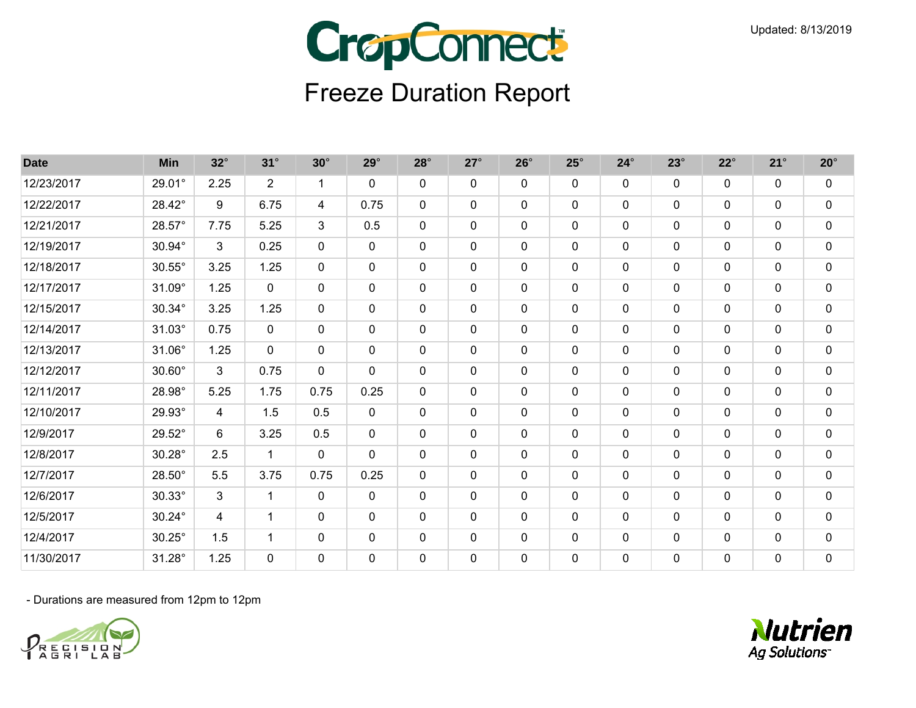Updated: 8/13/2019

# CropConnect

## Freeze Duration Report

| Date | Min | 32° | 31° | 30° | 29° | 28° | 27° | 26° | 25° | 24° | 23° | 22° | 21° | 20° |
|---|---|---|---|---|---|---|---|---|---|---|---|---|---|---|
| 12/23/2017 | 29.01° | 2.25 | 2 | 1 | 0 | 0 | 0 | 0 | 0 | 0 | 0 | 0 | 0 | 0 |
| 12/22/2017 | 28.42° | 9 | 6.75 | 4 | 0.75 | 0 | 0 | 0 | 0 | 0 | 0 | 0 | 0 | 0 |
| 12/21/2017 | 28.57° | 7.75 | 5.25 | 3 | 0.5 | 0 | 0 | 0 | 0 | 0 | 0 | 0 | 0 | 0 |
| 12/19/2017 | 30.94° | 3 | 0.25 | 0 | 0 | 0 | 0 | 0 | 0 | 0 | 0 | 0 | 0 | 0 |
| 12/18/2017 | 30.55° | 3.25 | 1.25 | 0 | 0 | 0 | 0 | 0 | 0 | 0 | 0 | 0 | 0 | 0 |
| 12/17/2017 | 31.09° | 1.25 | 0 | 0 | 0 | 0 | 0 | 0 | 0 | 0 | 0 | 0 | 0 | 0 |
| 12/15/2017 | 30.34° | 3.25 | 1.25 | 0 | 0 | 0 | 0 | 0 | 0 | 0 | 0 | 0 | 0 | 0 |
| 12/14/2017 | 31.03° | 0.75 | 0 | 0 | 0 | 0 | 0 | 0 | 0 | 0 | 0 | 0 | 0 | 0 |
| 12/13/2017 | 31.06° | 1.25 | 0 | 0 | 0 | 0 | 0 | 0 | 0 | 0 | 0 | 0 | 0 | 0 |
| 12/12/2017 | 30.60° | 3 | 0.75 | 0 | 0 | 0 | 0 | 0 | 0 | 0 | 0 | 0 | 0 | 0 |
| 12/11/2017 | 28.98° | 5.25 | 1.75 | 0.75 | 0.25 | 0 | 0 | 0 | 0 | 0 | 0 | 0 | 0 | 0 |
| 12/10/2017 | 29.93° | 4 | 1.5 | 0.5 | 0 | 0 | 0 | 0 | 0 | 0 | 0 | 0 | 0 | 0 |
| 12/9/2017 | 29.52° | 6 | 3.25 | 0.5 | 0 | 0 | 0 | 0 | 0 | 0 | 0 | 0 | 0 | 0 |
| 12/8/2017 | 30.28° | 2.5 | 1 | 0 | 0 | 0 | 0 | 0 | 0 | 0 | 0 | 0 | 0 | 0 |
| 12/7/2017 | 28.50° | 5.5 | 3.75 | 0.75 | 0.25 | 0 | 0 | 0 | 0 | 0 | 0 | 0 | 0 | 0 |
| 12/6/2017 | 30.33° | 3 | 1 | 0 | 0 | 0 | 0 | 0 | 0 | 0 | 0 | 0 | 0 | 0 |
| 12/5/2017 | 30.24° | 4 | 1 | 0 | 0 | 0 | 0 | 0 | 0 | 0 | 0 | 0 | 0 | 0 |
| 12/4/2017 | 30.25° | 1.5 | 1 | 0 | 0 | 0 | 0 | 0 | 0 | 0 | 0 | 0 | 0 | 0 |
| 11/30/2017 | 31.28° | 1.25 | 0 | 0 | 0 | 0 | 0 | 0 | 0 | 0 | 0 | 0 | 0 | 0 |

- Durations are measured from 12pm to 12pm

PRECISION AGRI LAB

Nutrien Ag Solutions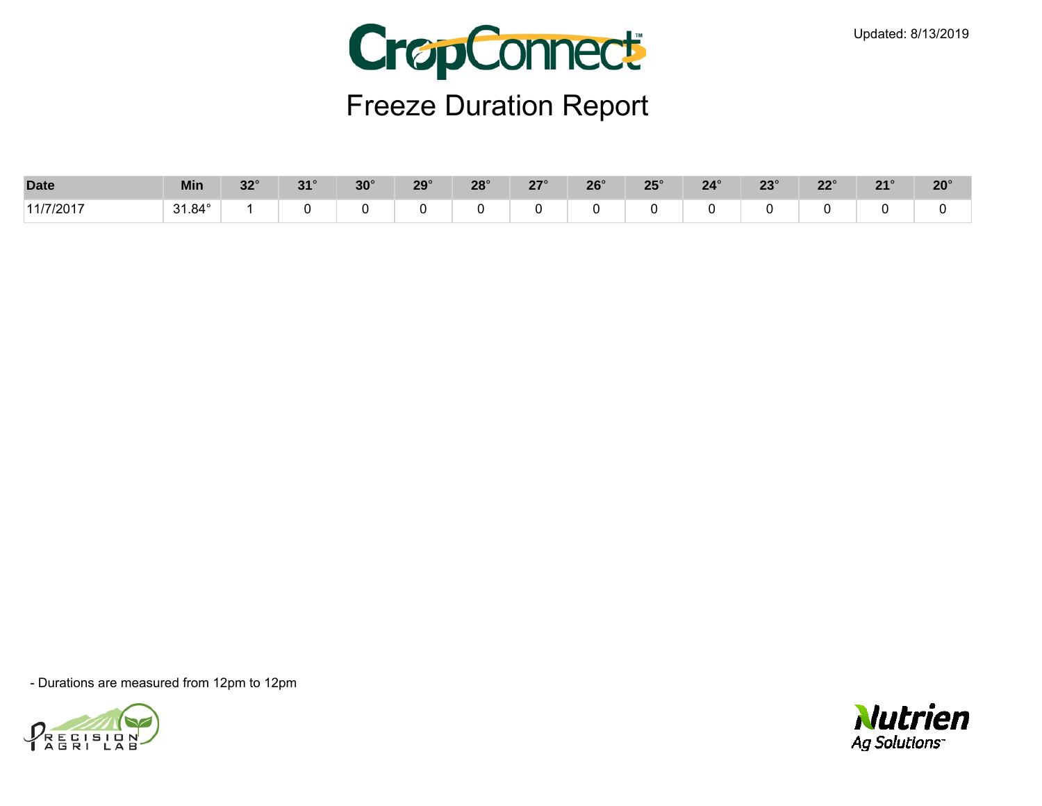Updated: 8/13/2019

CropConnect

# Freeze Duration Report

| Date | Min | 32° | 31° | 30° | 29° | 28° | 27° | 26° | 25° | 24° | 23° | 22° | 21° | 20° |
|---|---|---|---|---|---|---|---|---|---|---|---|---|---|---|
| 11/7/2017 | 31.84° | 1 | 0 | 0 | 0 | 0 | 0 | 0 | 0 | 0 | 0 | 0 | 0 | 0 |

- Durations are measured from 12pm to 12pm

PRECISION AGRI LAB

Nutrien Ag Solutions